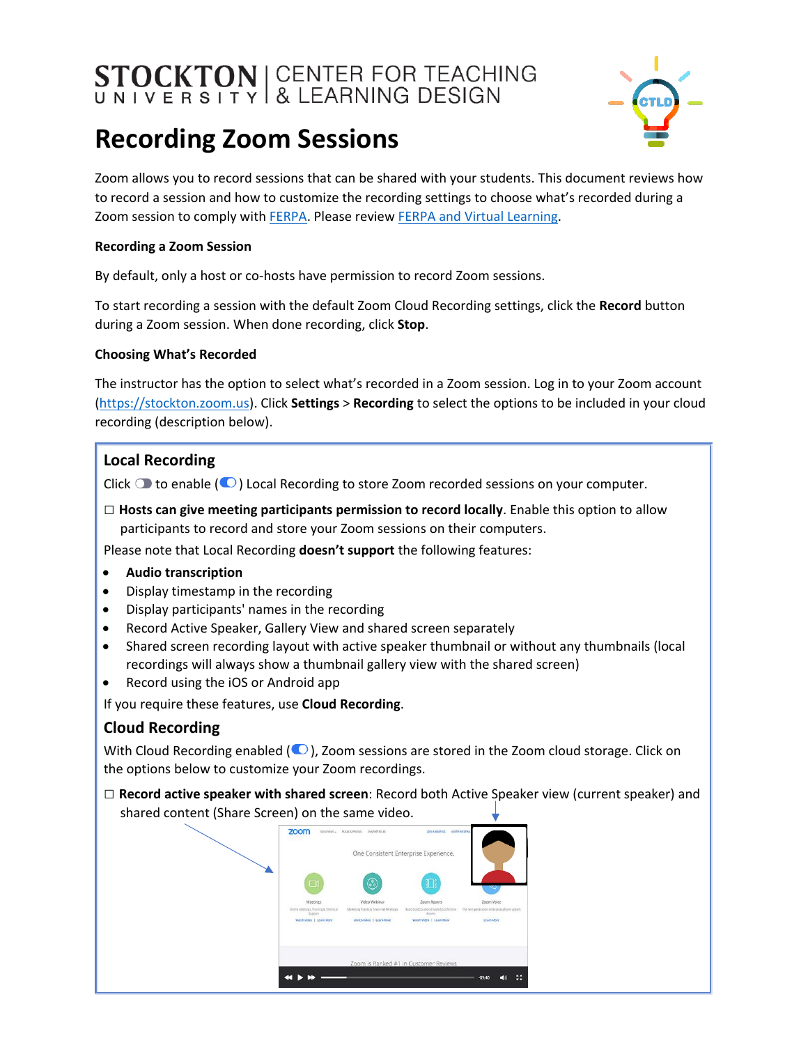STOCKTON UNIVERSITY | CENTER FOR TEACHING & LEARNING DESIGN

# Recording Zoom Sessions

Zoom allows you to record sessions that can be shared with your students. This document reviews how to record a session and how to customize the recording settings to choose what's recorded during a Zoom session to comply with FERPA. Please review FERPA and Virtual Learning.

### Recording a Zoom Session

By default, only a host or co-hosts have permission to record Zoom sessions.

To start recording a session with the default Zoom Cloud Recording settings, click the **Record** button during a Zoom session. When done recording, click **Stop**.

### Choosing What's Recorded

The instructor has the option to select what's recorded in a Zoom session. Log in to your Zoom account (https://stockton.zoom.us). Click **Settings** > **Recording** to select the options to be included in your cloud recording (description below).

## Local Recording

Click to enable ( ) Local Recording to store Zoom recorded sessions on your computer.

☐ **Hosts can give meeting participants permission to record locally**. Enable this option to allow participants to record and store your Zoom sessions on their computers.

Please note that Local Recording **doesn't support** the following features:

- **Audio transcription**
- Display timestamp in the recording
- Display participants' names in the recording
- Record Active Speaker, Gallery View and shared screen separately
- Shared screen recording layout with active speaker thumbnail or without any thumbnails (local recordings will always show a thumbnail gallery view with the shared screen)
- Record using the iOS or Android app

If you require these features, use **Cloud Recording**.

## Cloud Recording

With Cloud Recording enabled ( ), Zoom sessions are stored in the Zoom cloud storage. Click on the options below to customize your Zoom recordings.

☐ **Record active speaker with shared screen**: Record both Active Speaker view (current speaker) and shared content (Share Screen) on the same video.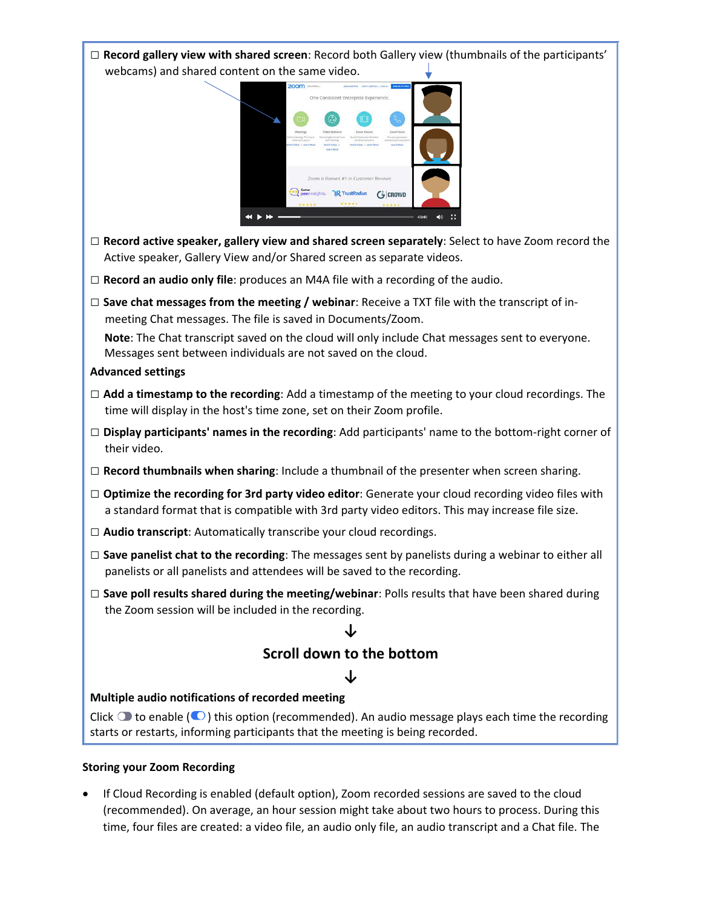☐ **Record gallery view with shared screen**: Record both Gallery view (thumbnails of the participants' webcams) and shared content on the same video.

☐ **Record active speaker, gallery view and shared screen separately**: Select to have Zoom record the Active speaker, Gallery View and/or Shared screen as separate videos.

☐ **Record an audio only file**: produces an M4A file with a recording of the audio.

☐ **Save chat messages from the meeting / webinar**: Receive a TXT file with the transcript of in-meeting Chat messages. The file is saved in Documents/Zoom.

**Note**: The Chat transcript saved on the cloud will only include Chat messages sent to everyone. Messages sent between individuals are not saved on the cloud.

**Advanced settings**

☐ **Add a timestamp to the recording**: Add a timestamp of the meeting to your cloud recordings. The time will display in the host's time zone, set on their Zoom profile.

☐ **Display participants' names in the recording**: Add participants' name to the bottom-right corner of their video.

☐ **Record thumbnails when sharing**: Include a thumbnail of the presenter when screen sharing.

☐ **Optimize the recording for 3rd party video editor**: Generate your cloud recording video files with a standard format that is compatible with 3rd party video editors. This may increase file size.

☐ **Audio transcript**: Automatically transcribe your cloud recordings.

☐ **Save panelist chat to the recording**: The messages sent by panelists during a webinar to either all panelists or all panelists and attendees will be saved to the recording.

☐ **Save poll results shared during the meeting/webinar**: Polls results that have been shared during the Zoom session will be included in the recording.

↓

**Scroll down to the bottom**

↓

**Multiple audio notifications of recorded meeting**

Click to enable ( ) this option (recommended). An audio message plays each time the recording starts or restarts, informing participants that the meeting is being recorded.

**Storing your Zoom Recording**

- If Cloud Recording is enabled (default option), Zoom recorded sessions are saved to the cloud (recommended). On average, an hour session might take about two hours to process. During this time, four files are created: a video file, an audio only file, an audio transcript and a Chat file. The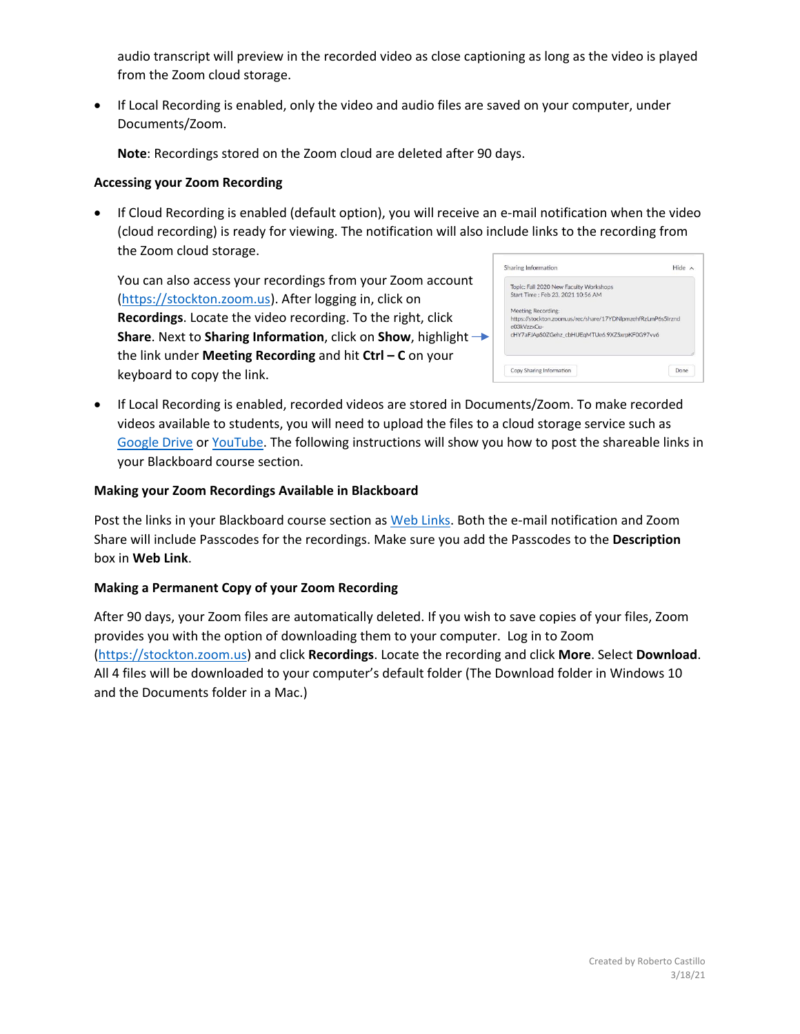audio transcript will preview in the recorded video as close captioning as long as the video is played from the Zoom cloud storage.

- If Local Recording is enabled, only the video and audio files are saved on your computer, under Documents/Zoom.

  **Note**: Recordings stored on the Zoom cloud are deleted after 90 days.

**Accessing your Zoom Recording**

- If Cloud Recording is enabled (default option), you will receive an e-mail notification when the video (cloud recording) is ready for viewing. The notification will also include links to the recording from the Zoom cloud storage.

  You can also access your recordings from your Zoom account (https://stockton.zoom.us). After logging in, click on **Recordings**. Locate the video recording. To the right, click **Share**. Next to **Sharing Information**, click on **Show**, highlight the link under **Meeting Recording** and hit **Ctrl – C** on your keyboard to copy the link.

  Sharing Information Hide
  Topic: Fall 2020 New Faculty Workshops
  Start Time : Feb 23, 2021 10:56 AM
  Meeting Recording:
  https://stockton.zoom.us/rec/share/17YDNlpmzehfRzLmP6s5lrznd e03kVzzxCu-cHY7aFJAp50ZGehz_cbHUEqMTUe6.9XZSxrpKF0G97vv6
  Copy Sharing Information Done

- If Local Recording is enabled, recorded videos are stored in Documents/Zoom. To make recorded videos available to students, you will need to upload the files to a cloud storage service such as Google Drive or YouTube. The following instructions will show you how to post the shareable links in your Blackboard course section.

**Making your Zoom Recordings Available in Blackboard**

Post the links in your Blackboard course section as Web Links. Both the e-mail notification and Zoom Share will include Passcodes for the recordings. Make sure you add the Passcodes to the **Description** box in **Web Link**.

**Making a Permanent Copy of your Zoom Recording**

After 90 days, your Zoom files are automatically deleted. If you wish to save copies of your files, Zoom provides you with the option of downloading them to your computer. Log in to Zoom (https://stockton.zoom.us) and click **Recordings**. Locate the recording and click **More**. Select **Download**. All 4 files will be downloaded to your computer's default folder (The Download folder in Windows 10 and the Documents folder in a Mac.)

Created by Roberto Castillo
3/18/21